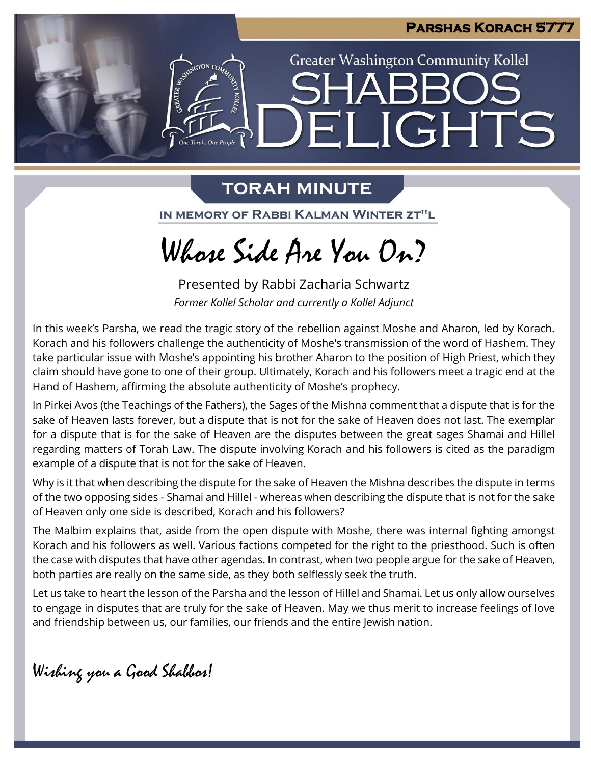# Parshas Korach 5777

Greater Washington Community Kollel

# Shabbos Delights

## Torah Minute

In memory of Rabbi Kalman Winter zt"l

## Whose Side Are You On?

Presented by Rabbi Zacharia Schwartz

*Former Kollel Scholar and currently a Kollel Adjunct*

In this week's Parsha, we read the tragic story of the rebellion against Moshe and Aharon, led by Korach. Korach and his followers challenge the authenticity of Moshe's transmission of the word of Hashem. They take particular issue with Moshe's appointing his brother Aharon to the position of High Priest, which they claim should have gone to one of their group. Ultimately, Korach and his followers meet a tragic end at the Hand of Hashem, affirming the absolute authenticity of Moshe's prophecy.

In Pirkei Avos (the Teachings of the Fathers), the Sages of the Mishna comment that a dispute that is for the sake of Heaven lasts forever, but a dispute that is not for the sake of Heaven does not last. The exemplar for a dispute that is for the sake of Heaven are the disputes between the great sages Shamai and Hillel regarding matters of Torah Law. The dispute involving Korach and his followers is cited as the paradigm example of a dispute that is not for the sake of Heaven.

Why is it that when describing the dispute for the sake of Heaven the Mishna describes the dispute in terms of the two opposing sides - Shamai and Hillel - whereas when describing the dispute that is not for the sake of Heaven only one side is described, Korach and his followers?

The Malbim explains that, aside from the open dispute with Moshe, there was internal fighting amongst Korach and his followers as well. Various factions competed for the right to the priesthood. Such is often the case with disputes that have other agendas. In contrast, when two people argue for the sake of Heaven, both parties are really on the same side, as they both selflessly seek the truth.

Let us take to heart the lesson of the Parsha and the lesson of Hillel and Shamai. Let us only allow ourselves to engage in disputes that are truly for the sake of Heaven. May we thus merit to increase feelings of love and friendship between us, our families, our friends and the entire Jewish nation.

*Wishing you a Good Shabbos!*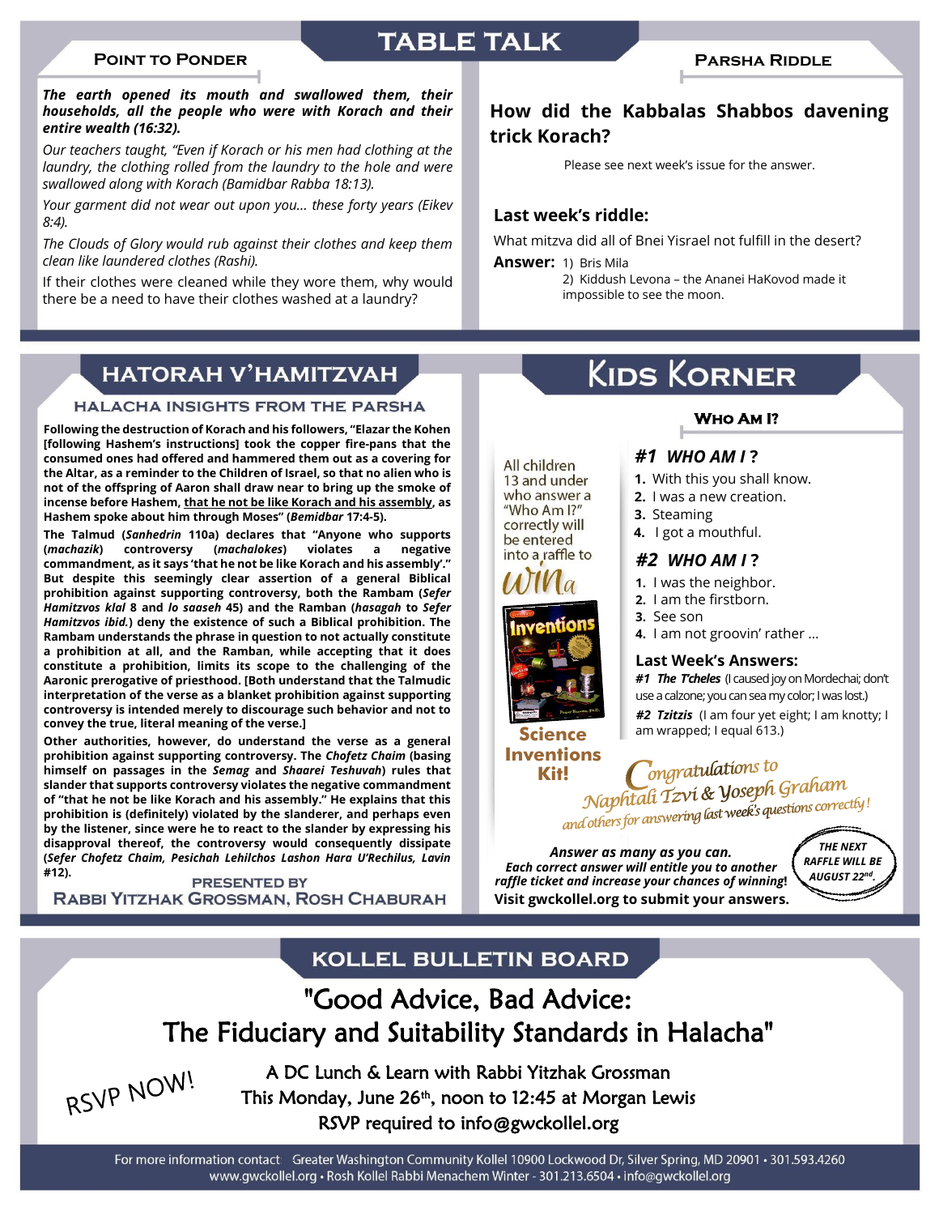# TABLE TALK

## Point to Ponder

***The earth opened its mouth and swallowed them, their households, all the people who were with Korach and their entire wealth (16:32).***

*Our teachers taught, "Even if Korach or his men had clothing at the laundry, the clothing rolled from the laundry to the hole and were swallowed along with Korach (Bamidbar Rabba 18:13).*

*Your garment did not wear out upon you... these forty years (Eikev 8:4).*

*The Clouds of Glory would rub against their clothes and keep them clean like laundered clothes (Rashi).*

If their clothes were cleaned while they wore them, why would there be a need to have their clothes washed at a laundry?

## Parsha Riddle

**How did the Kabbalas Shabbos davening trick Korach?**

Please see next week's issue for the answer.

**Last week's riddle:**

What mitzva did all of Bnei Yisrael not fulfill in the desert?

**Answer:** 1) Bris Mila
2) Kiddush Levona – the Ananei HaKovod made it impossible to see the moon.

# HATORAH V'HAMITZVAH

## HALACHA INSIGHTS FROM THE PARSHA

**Following the destruction of Korach and his followers, "Elazar the Kohen [following Hashem's instructions] took the copper fire-pans that the consumed ones had offered and hammered them out as a covering for the Altar, as a reminder to the Children of Israel, so that no alien who is not of the offspring of Aaron shall draw near to bring up the smoke of incense before Hashem, <u>that he not be like Korach and his assembly</u>, as Hashem spoke about him through Moses" (*Bemidbar* 17:4-5).**

**The Talmud (*Sanhedrin* 110a) declares that "Anyone who supports (*machazik*) controversy (*machalokes*) violates a negative commandment, as it says 'that he not be like Korach and his assembly'." But despite this seemingly clear assertion of a general Biblical prohibition against supporting controversy, both the Rambam (*Sefer Hamitzvos klal* 8 and *lo saaseh* 45) and the Ramban (*hasagah* to *Sefer Hamitzvos ibid.*) deny the existence of such a Biblical prohibition. The Rambam understands the phrase in question to not actually constitute a prohibition at all, and the Ramban, while accepting that it does constitute a prohibition, limits its scope to the challenging of the Aaronic prerogative of priesthood. [Both understand that the Talmudic interpretation of the verse as a blanket prohibition against supporting controversy is intended merely to discourage such behavior and not to convey the true, literal meaning of the verse.]**

**Other authorities, however, do understand the verse as a general prohibition against supporting controversy. The *Chofetz Chaim* (basing himself on passages in the *Semag* and *Shaarei Teshuvah*) rules that slander that supports controversy violates the negative commandment of "that he not be like Korach and his assembly." He explains that this prohibition is (definitely) violated by the slanderer, and perhaps even by the listener, since were he to react to the slander by expressing his disapproval thereof, the controversy would consequently dissipate (*Sefer Chofetz Chaim, Pesichah Lehilchos Lashon Hara U'Rechilus, Lavin* #12).**

PRESENTED BY
RABBI YITZHAK GROSSMAN, ROSH CHABURAH

# Kids Korner

## Who Am I?

All children 13 and under who answer a "Who Am I?" correctly will be entered into a raffle to win a

**Science Inventions Kit!**

### #1 WHO AM I ?

1. With this you shall know.
2. I was a new creation.
3. Steaming
4. I got a mouthful.

### #2 WHO AM I ?

1. I was the neighbor.
2. I am the firstborn.
3. See son
4. I am not groovin' rather ...

**Last Week's Answers:**

***#1 The T'cheles*** (I caused joy on Mordechai; don't use a calzone; you can sea my color; I was lost.)

***#2 Tzitzis*** (I am four yet eight; I am knotty; I am wrapped; I equal 613.)

*Congratulations to Naphtali Tzvi & Yoseph Graham and others for answering last week's questions correctly!*

***Answer as many as you can.***
***Each correct answer will entitle you to another raffle ticket and increase your chances of winning!***
**Visit gwckollel.org to submit your answers.**

***THE NEXT RAFFLE WILL BE AUGUST 22nd.***

# KOLLEL BULLETIN BOARD

## "Good Advice, Bad Advice: The Fiduciary and Suitability Standards in Halacha"

RSVP NOW!

A DC Lunch & Learn with Rabbi Yitzhak Grossman
This Monday, June 26th, noon to 12:45 at Morgan Lewis
RSVP required to info@gwckollel.org

For more information contact: Greater Washington Community Kollel 10900 Lockwood Dr, Silver Spring, MD 20901 • 301.593.4260
www.gwckollel.org • Rosh Kollel Rabbi Menachem Winter - 301.213.6504 • info@gwckollel.org